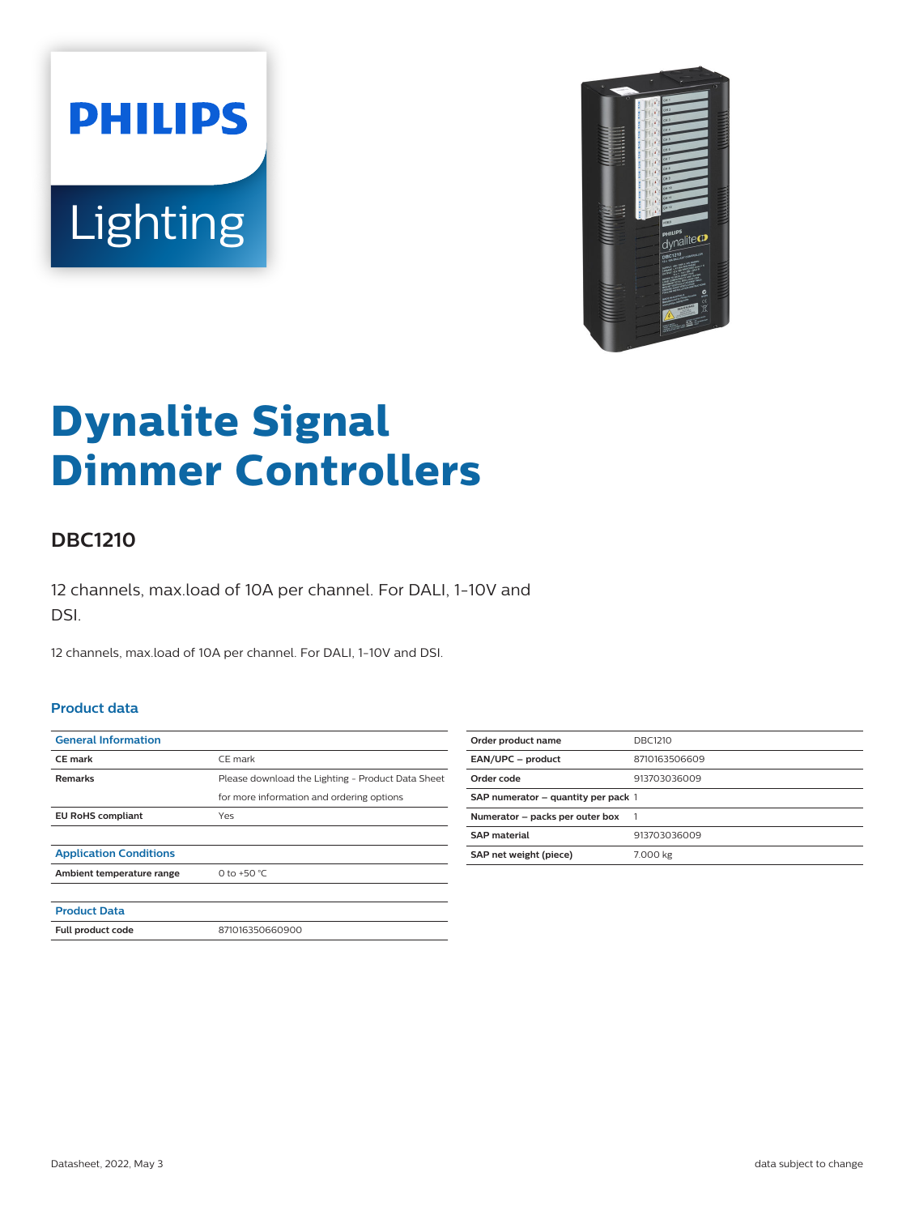# Dynalite Signal Dimmer Controllers

## DBC1210

12 channels, max.load of 10A per channel. For DALI, 1-10V and DSI.

12 channels, max.load of 10A per channel. For DALI, 1-10V and DSI.

### Product data

| General Information | |
|---|---|
| CE mark | CE mark |
| Remarks | Please download the Lighting - Product Data Sheet for more information and ordering options |
| EU RoHS compliant | Yes |

| Application Conditions | |
|---|---|
| Ambient temperature range | 0 to +50 °C |

| Product Data | |
|---|---|
| Full product code | 871016350660900 |

| | |
|---|---|
| Order product name | DBC1210 |
| EAN/UPC – product | 8710163506609 |
| Order code | 913703036009 |
| SAP numerator – quantity per pack | 1 |
| Numerator – packs per outer box | 1 |
| SAP material | 913703036009 |
| SAP net weight (piece) | 7.000 kg |

Datasheet, 2022, May 3 — data subject to change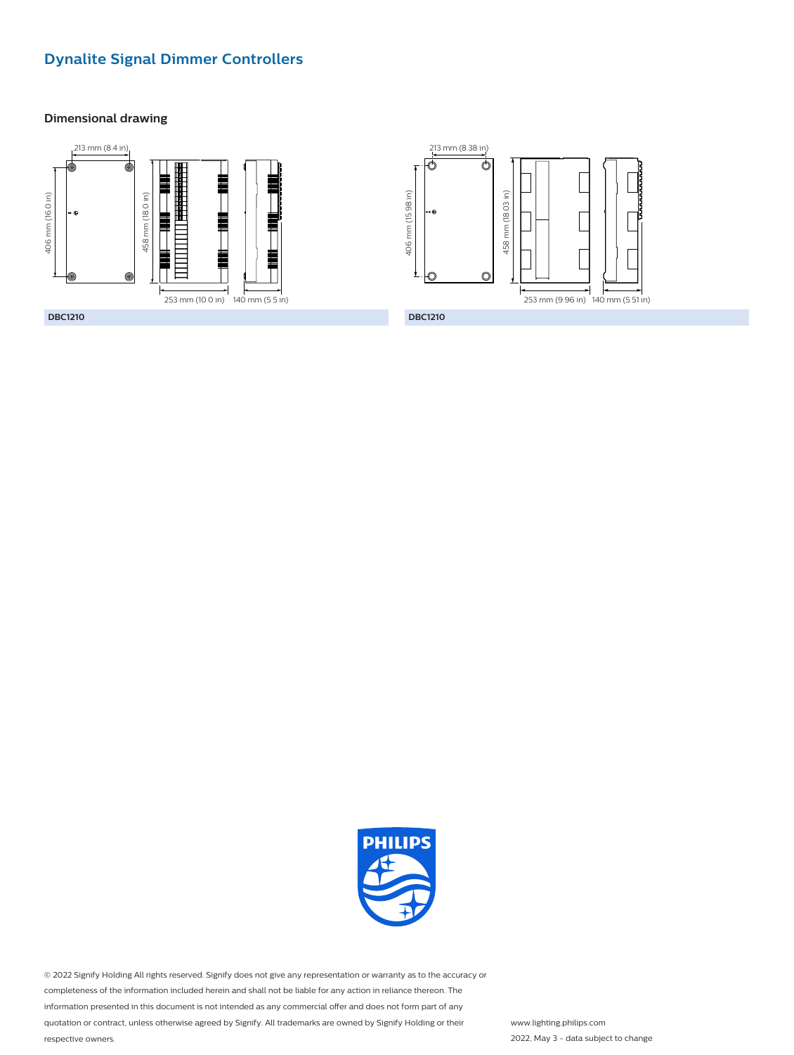# Dynalite Signal Dimmer Controllers

## Dimensional drawing

213 mm (8.4 in)

406 mm (16.0 in)

458 mm (18.0 in)

253 mm (10.0 in)

140 mm (5.5 in)

**DBC1210**

213 mm (8.38 in)

406 mm (15.98 in)

458 mm (18.03 in)

253 mm (9.96 in)

140 mm (5.51 in)

**DBC1210**

© 2022 Signify Holding All rights reserved. Signify does not give any representation or warranty as to the accuracy or completeness of the information included herein and shall not be liable for any action in reliance thereon. The information presented in this document is not intended as any commercial offer and does not form part of any quotation or contract, unless otherwise agreed by Signify. All trademarks are owned by Signify Holding or their respective owners.

www.lighting.philips.com

2022, May 3 - data subject to change